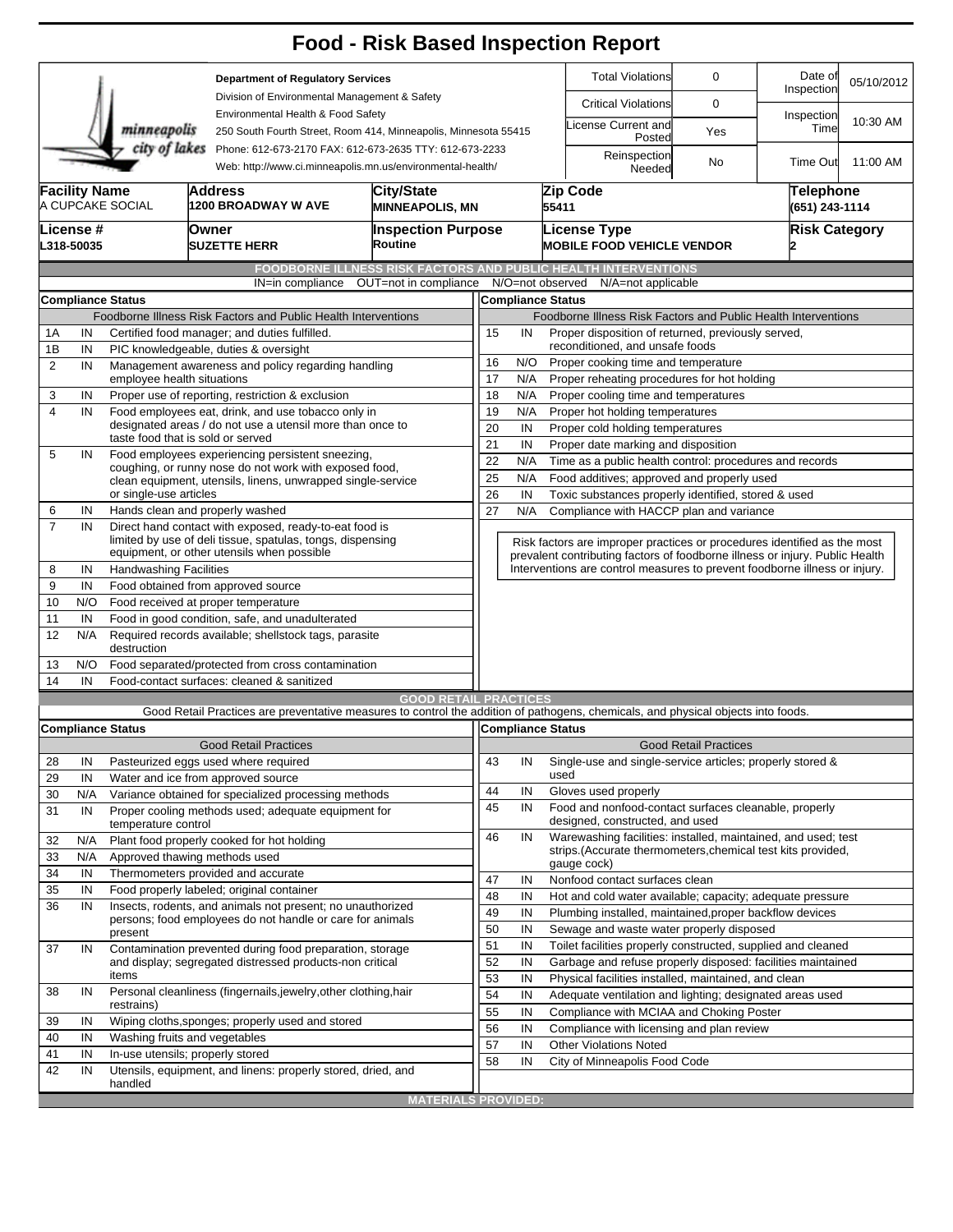# Food - Risk Based Inspection Report

**Department of Regulatory Services**
Division of Environmental Management & Safety
Environmental Health & Food Safety
250 South Fourth Street, Room 414, Minneapolis, Minnesota 55415
Phone: 612-673-2170 FAX: 612-673-2635 TTY: 612-673-2233
Web: http://www.ci.minneapolis.mn.us/environmental-health/

| Total Violations | 0 | Date of Inspection | 05/10/2012 |
|---|---|---|---|
| Critical Violations | 0 | Inspection Time | 10:30 AM |
| License Current and Posted | Yes | | |
| Reinspection Needed | No | Time Out | 11:00 AM |

| Facility Name | Address | City/State | Zip Code | Telephone |
|---|---|---|---|---|
| A CUPCAKE SOCIAL | 1200 BROADWAY W AVE | MINNEAPOLIS, MN | 55411 | (651) 243-1114 |

| License # | Owner | Inspection Purpose | License Type | Risk Category |
|---|---|---|---|---|
| L318-50035 | SUZETTE HERR | Routine | MOBILE FOOD VEHICLE VENDOR | 2 |

## FOODBORNE ILLNESS RISK FACTORS AND PUBLIC HEALTH INTERVENTIONS

IN=in compliance OUT=not in compliance N/O=not observed N/A=not applicable

### Compliance Status

Foodborne Illness Risk Factors and Public Health Interventions

| # | Status | Item |
|---|---|---|
| 1A | IN | Certified food manager; and duties fulfilled. |
| 1B | IN | PIC knowledgeable, duties & oversight |
| 2 | IN | Management awareness and policy regarding handling employee health situations |
| 3 | IN | Proper use of reporting, restriction & exclusion |
| 4 | IN | Food employees eat, drink, and use tobacco only in designated areas / do not use a utensil more than once to taste food that is sold or served |
| 5 | IN | Food employees experiencing persistent sneezing, coughing, or runny nose do not work with exposed food, clean equipment, utensils, linens, unwrapped single-service or single-use articles |
| 6 | IN | Hands clean and properly washed |
| 7 | IN | Direct hand contact with exposed, ready-to-eat food is limited by use of deli tissue, spatulas, tongs, dispensing equipment, or other utensils when possible |
| 8 | IN | Handwashing Facilities |
| 9 | IN | Food obtained from approved source |
| 10 | N/O | Food received at proper temperature |
| 11 | IN | Food in good condition, safe, and unadulterated |
| 12 | N/A | Required records available; shellstock tags, parasite destruction |
| 13 | N/O | Food separated/protected from cross contamination |
| 14 | IN | Food-contact surfaces: cleaned & sanitized |
| 15 | IN | Proper disposition of returned, previously served, reconditioned, and unsafe foods |
| 16 | N/O | Proper cooking time and temperature |
| 17 | N/A | Proper reheating procedures for hot holding |
| 18 | N/A | Proper cooling time and temperatures |
| 19 | N/A | Proper hot holding temperatures |
| 20 | IN | Proper cold holding temperatures |
| 21 | IN | Proper date marking and disposition |
| 22 | N/A | Time as a public health control: procedures and records |
| 25 | N/A | Food additives; approved and properly used |
| 26 | IN | Toxic substances properly identified, stored & used |
| 27 | N/A | Compliance with HACCP plan and variance |

Risk factors are improper practices or procedures identified as the most prevalent contributing factors of foodborne illness or injury. Public Health Interventions are control measures to prevent foodborne illness or injury.

## GOOD RETAIL PRACTICES

Good Retail Practices are preventative measures to control the addition of pathogens, chemicals, and physical objects into foods.

### Compliance Status

Good Retail Practices

| # | Status | Item |
|---|---|---|
| 28 | IN | Pasteurized eggs used where required |
| 29 | IN | Water and ice from approved source |
| 30 | N/A | Variance obtained for specialized processing methods |
| 31 | IN | Proper cooling methods used; adequate equipment for temperature control |
| 32 | N/A | Plant food properly cooked for hot holding |
| 33 | N/A | Approved thawing methods used |
| 34 | IN | Thermometers provided and accurate |
| 35 | IN | Food properly labeled; original container |
| 36 | IN | Insects, rodents, and animals not present; no unauthorized persons; food employees do not handle or care for animals present |
| 37 | IN | Contamination prevented during food preparation, storage and display; segregated distressed products-non critical items |
| 38 | IN | Personal cleanliness (fingernails,jewelry,other clothing,hair restrains) |
| 39 | IN | Wiping cloths,sponges; properly used and stored |
| 40 | IN | Washing fruits and vegetables |
| 41 | IN | In-use utensils; properly stored |
| 42 | IN | Utensils, equipment, and linens: properly stored, dried, and handled |
| 43 | IN | Single-use and single-service articles; properly stored & used |
| 44 | IN | Gloves used properly |
| 45 | IN | Food and nonfood-contact surfaces cleanable, properly designed, constructed, and used |
| 46 | IN | Warewashing facilities: installed, maintained, and used; test strips.(Accurate thermometers,chemical test kits provided, gauge cock) |
| 47 | IN | Nonfood contact surfaces clean |
| 48 | IN | Hot and cold water available; capacity; adequate pressure |
| 49 | IN | Plumbing installed, maintained,proper backflow devices |
| 50 | IN | Sewage and waste water properly disposed |
| 51 | IN | Toilet facilities properly constructed, supplied and cleaned |
| 52 | IN | Garbage and refuse properly disposed: facilities maintained |
| 53 | IN | Physical facilities installed, maintained, and clean |
| 54 | IN | Adequate ventilation and lighting; designated areas used |
| 55 | IN | Compliance with MCIAA and Choking Poster |
| 56 | IN | Compliance with licensing and plan review |
| 57 | IN | Other Violations Noted |
| 58 | IN | City of Minneapolis Food Code |

## MATERIALS PROVIDED: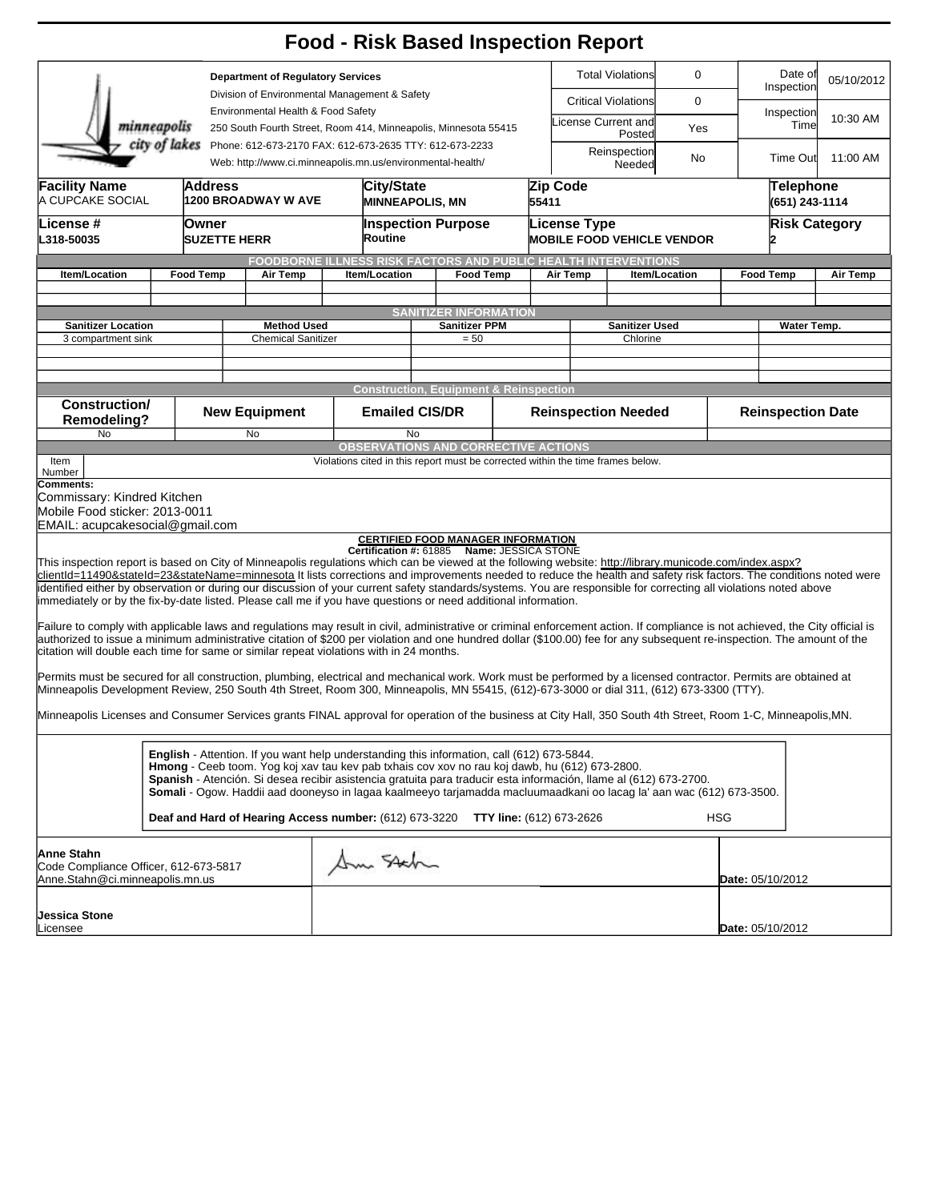# Food - Risk Based Inspection Report

| | | | |
|---|---|---|---|
| **Department of Regulatory Services**<br>Division of Environmental Management & Safety<br>Environmental Health & Food Safety<br>250 South Fourth Street, Room 414, Minneapolis, Minnesota 55415<br>Phone: 612-673-2170 FAX: 612-673-2635 TTY: 612-673-2233<br>Web: http://www.ci.minneapolis.mn.us/environmental-health/ | Total Violations: 0 | Date of Inspection: 05/10/2012 | |
| | Critical Violations: 0 | Inspection Time: 10:30 AM | |
| | License Current and Posted: Yes | | |
| | Reinspection Needed: No | Time Out: 11:00 AM | |

| Facility Name | Address | City/State | Zip Code | Telephone |
|---|---|---|---|---|
| A CUPCAKE SOCIAL | 1200 BROADWAY W AVE | MINNEAPOLIS, MN | 55411 | (651) 243-1114 |

| License # | Owner | Inspection Purpose | License Type | Risk Category |
|---|---|---|---|---|
| L318-50035 | SUZETTE HERR | Routine | MOBILE FOOD VEHICLE VENDOR | 2 |

## FOODBORNE ILLNESS RISK FACTORS AND PUBLIC HEALTH INTERVENTIONS

| Item/Location | Food Temp | Air Temp | Item/Location | Food Temp | Air Temp | Item/Location | Food Temp | Air Temp |
|---|---|---|---|---|---|---|---|---|
| | | | | | | | | |

## SANITIZER INFORMATION

| Sanitizer Location | Method Used | Sanitizer PPM | Sanitizer Used | Water Temp. |
|---|---|---|---|---|
| 3 compartment sink | Chemical Sanitizer | = 50 | Chlorine | |

## Construction, Equipment & Reinspection

| Construction/ Remodeling? | New Equipment | Emailed CIS/DR | Reinspection Needed | Reinspection Date |
|---|---|---|---|---|
| No | No | No | | |

## OBSERVATIONS AND CORRECTIVE ACTIONS

| Item Number | Violations cited in this report must be corrected within the time frames below. |
|---|---|

**Comments:**

Commissary: Kindred Kitchen
Mobile Food sticker: 2013-0011
EMAIL: acupcakesocial@gmail.com

**CERTIFIED FOOD MANAGER INFORMATION**
**Certification #:** 61885 **Name:** JESSICA STONE

This inspection report is based on City of Minneapolis regulations which can be viewed at the following website: http://library.municode.com/index.aspx?clientId=11490&stateId=23&stateName=minnesota It lists corrections and improvements needed to reduce the health and safety risk factors. The conditions noted were identified either by observation or during our discussion of your current safety standards/systems. You are responsible for correcting all violations noted above immediately or by the fix-by-date listed. Please call me if you have questions or need additional information.

Failure to comply with applicable laws and regulations may result in civil, administrative or criminal enforcement action. If compliance is not achieved, the City official is authorized to issue a minimum administrative citation of $200 per violation and one hundred dollar ($100.00) fee for any subsequent re-inspection. The amount of the citation will double each time for same or similar repeat violations with in 24 months.

Permits must be secured for all construction, plumbing, electrical and mechanical work. Work must be performed by a licensed contractor. Permits are obtained at Minneapolis Development Review, 250 South 4th Street, Room 300, Minneapolis, MN 55415, (612)-673-3000 or dial 311, (612) 673-3300 (TTY).

Minneapolis Licenses and Consumer Services grants FINAL approval for operation of the business at City Hall, 350 South 4th Street, Room 1-C, Minneapolis,MN.

**English** - Attention. If you want help understanding this information, call (612) 673-5844.
**Hmong** - Ceeb toom. Yog koj xav tau kev pab txhais cov xov no rau koj dawb, hu (612) 673-2800.
**Spanish** - Atención. Si desea recibir asistencia gratuita para traducir esta información, llame al (612) 673-2700.
**Somali** - Ogow. Haddii aad dooneyso in lagaa kaalmeeyo tarjamadda macluumaadkani oo lacag la' aan wac (612) 673-3500.

**Deaf and Hard of Hearing Access number:** (612) 673-3220 **TTY line:** (612) 673-2626 HSG

**Anne Stahn**
Code Compliance Officer, 612-673-5817
Anne.Stahn@ci.minneapolis.mn.us
**Date:** 05/10/2012

**Jessica Stone**
Licensee
**Date:** 05/10/2012